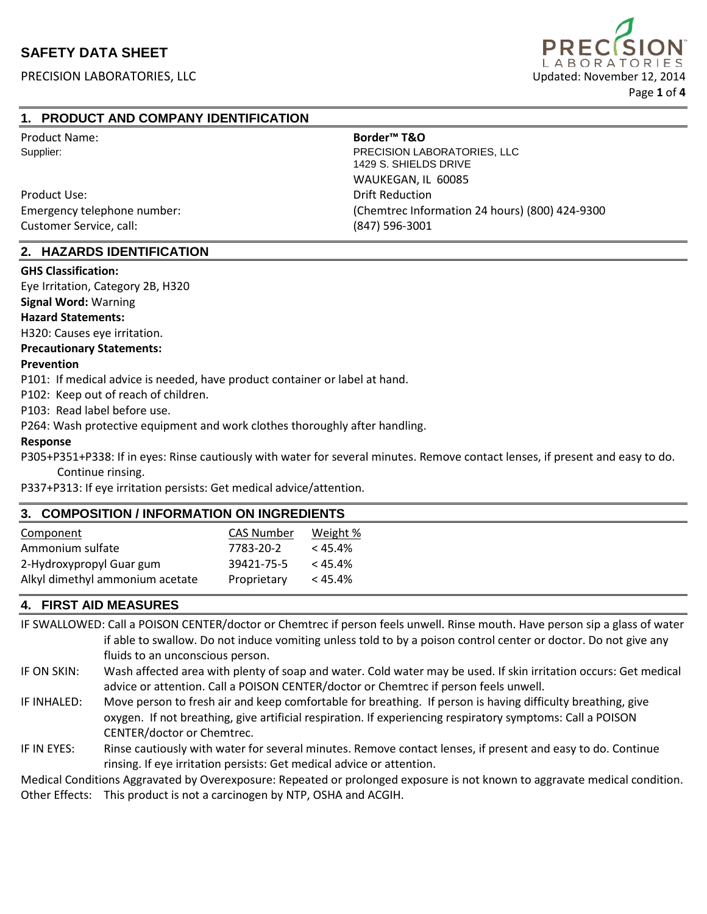# SAFETY DATA SHEET

PRECISION LABORATORIES, LLC

Updated: November 12, 2014

## 1. PRODUCT AND COMPANY IDENTIFICATION

| | |
|---|---|
| Product Name: | **Border™ T&O** |
| Supplier: | PRECISION LABORATORIES, LLC<br>1429 S. SHIELDS DRIVE<br>WAUKEGAN, IL 60085 |
| Product Use: | Drift Reduction |
| Emergency telephone number: | (Chemtrec Information 24 hours) (800) 424-9300 |
| Customer Service, call: | (847) 596-3001 |

## 2. HAZARDS IDENTIFICATION

**GHS Classification:**

Eye Irritation, Category 2B, H320

**Signal Word:** Warning

**Hazard Statements:**

H320: Causes eye irritation.

**Precautionary Statements:**

**Prevention**

P101: If medical advice is needed, have product container or label at hand.

P102: Keep out of reach of children.

P103: Read label before use.

P264: Wash protective equipment and work clothes thoroughly after handling.

**Response**

P305+P351+P338: If in eyes: Rinse cautiously with water for several minutes. Remove contact lenses, if present and easy to do. Continue rinsing.

P337+P313: If eye irritation persists: Get medical advice/attention.

## 3. COMPOSITION / INFORMATION ON INGREDIENTS

| Component | CAS Number | Weight % |
|---|---|---|
| Ammonium sulfate | 7783-20-2 | < 45.4% |
| 2-Hydroxypropyl Guar gum | 39421-75-5 | < 45.4% |
| Alkyl dimethyl ammonium acetate | Proprietary | < 45.4% |

## 4. FIRST AID MEASURES

IF SWALLOWED: Call a POISON CENTER/doctor or Chemtrec if person feels unwell. Rinse mouth. Have person sip a glass of water if able to swallow. Do not induce vomiting unless told to by a poison control center or doctor. Do not give any fluids to an unconscious person.

IF ON SKIN: Wash affected area with plenty of soap and water. Cold water may be used. If skin irritation occurs: Get medical advice or attention. Call a POISON CENTER/doctor or Chemtrec if person feels unwell.

IF INHALED: Move person to fresh air and keep comfortable for breathing. If person is having difficulty breathing, give oxygen. If not breathing, give artificial respiration. If experiencing respiratory symptoms: Call a POISON CENTER/doctor or Chemtrec.

IF IN EYES: Rinse cautiously with water for several minutes. Remove contact lenses, if present and easy to do. Continue rinsing. If eye irritation persists: Get medical advice or attention.

Medical Conditions Aggravated by Overexposure: Repeated or prolonged exposure is not known to aggravate medical condition.

Other Effects: This product is not a carcinogen by NTP, OSHA and ACGIH.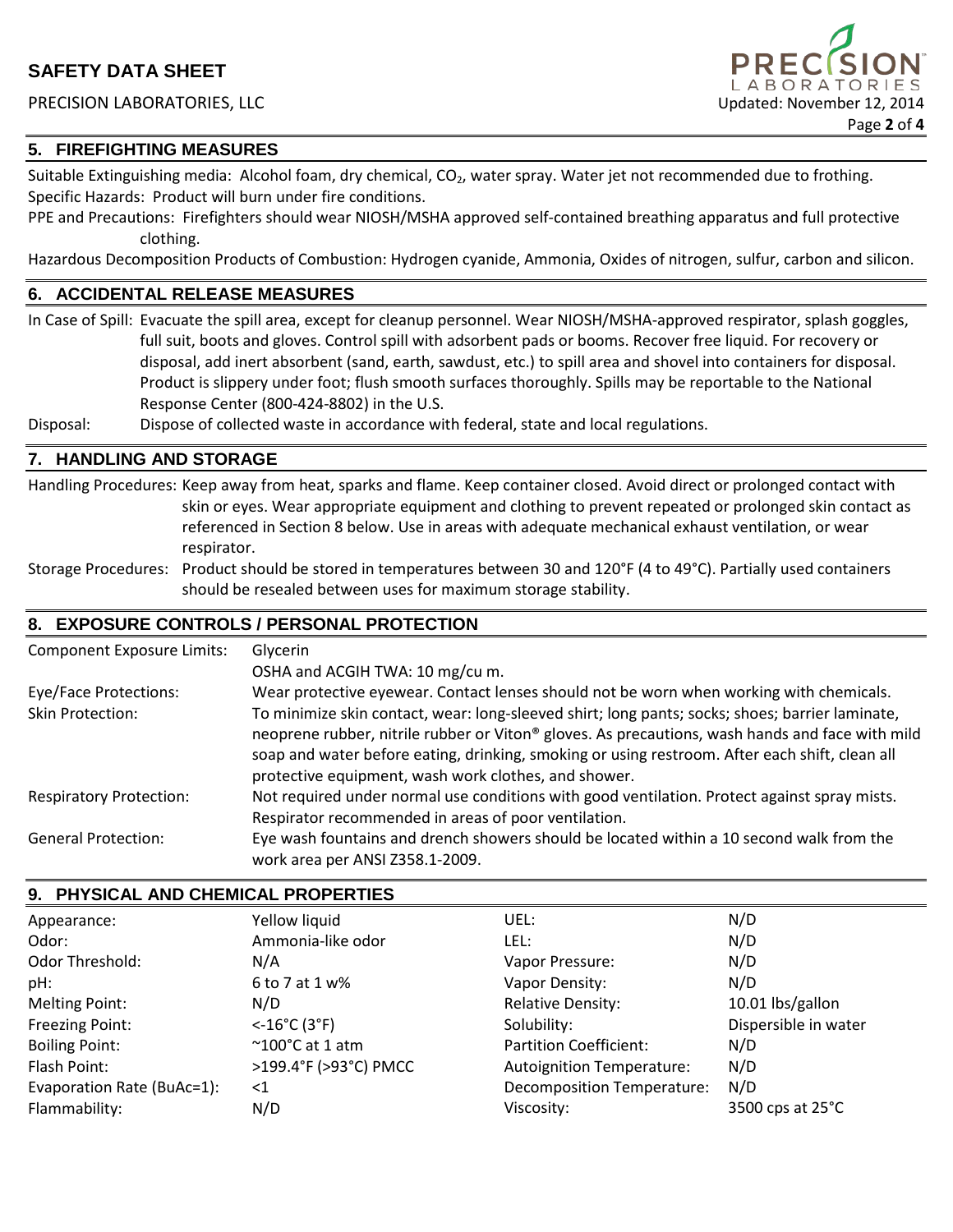## 5. FIREFIGHTING MEASURES

Suitable Extinguishing media: Alcohol foam, dry chemical, $CO_2$, water spray. Water jet not recommended due to frothing.
Specific Hazards: Product will burn under fire conditions.
PPE and Precautions: Firefighters should wear NIOSH/MSHA approved self-contained breathing apparatus and full protective clothing.
Hazardous Decomposition Products of Combustion: Hydrogen cyanide, Ammonia, Oxides of nitrogen, sulfur, carbon and silicon.

## 6. ACCIDENTAL RELEASE MEASURES

In Case of Spill: Evacuate the spill area, except for cleanup personnel. Wear NIOSH/MSHA-approved respirator, splash goggles, full suit, boots and gloves. Control spill with adsorbent pads or booms. Recover free liquid. For recovery or disposal, add inert absorbent (sand, earth, sawdust, etc.) to spill area and shovel into containers for disposal. Product is slippery under foot; flush smooth surfaces thoroughly. Spills may be reportable to the National Response Center (800-424-8802) in the U.S.

Disposal: Dispose of collected waste in accordance with federal, state and local regulations.

## 7. HANDLING AND STORAGE

Handling Procedures: Keep away from heat, sparks and flame. Keep container closed. Avoid direct or prolonged contact with skin or eyes. Wear appropriate equipment and clothing to prevent repeated or prolonged skin contact as referenced in Section 8 below. Use in areas with adequate mechanical exhaust ventilation, or wear respirator.

Storage Procedures: Product should be stored in temperatures between 30 and 120°F (4 to 49°C). Partially used containers should be resealed between uses for maximum storage stability.

## 8. EXPOSURE CONTROLS / PERSONAL PROTECTION

Component Exposure Limits: Glycerin
OSHA and ACGIH TWA: 10 mg/cu m.

Eye/Face Protections: Wear protective eyewear. Contact lenses should not be worn when working with chemicals.

Skin Protection: To minimize skin contact, wear: long-sleeved shirt; long pants; socks; shoes; barrier laminate, neoprene rubber, nitrile rubber or Viton® gloves. As precautions, wash hands and face with mild soap and water before eating, drinking, smoking or using restroom. After each shift, clean all protective equipment, wash work clothes, and shower.

Respiratory Protection: Not required under normal use conditions with good ventilation. Protect against spray mists. Respirator recommended in areas of poor ventilation.

General Protection: Eye wash fountains and drench showers should be located within a 10 second walk from the work area per ANSI Z358.1-2009.

## 9. PHYSICAL AND CHEMICAL PROPERTIES

| Property | Value | Property | Value |
|---|---|---|---|
| Appearance: | Yellow liquid | UEL: | N/D |
| Odor: | Ammonia-like odor | LEL: | N/D |
| Odor Threshold: | N/A | Vapor Pressure: | N/D |
| pH: | 6 to 7 at 1 w% | Vapor Density: | N/D |
| Melting Point: | N/D | Relative Density: | 10.01 lbs/gallon |
| Freezing Point: | <-16°C (3°F) | Solubility: | Dispersible in water |
| Boiling Point: | ~100°C at 1 atm | Partition Coefficient: | N/D |
| Flash Point: | >199.4°F (>93°C) PMCC | Autoignition Temperature: | N/D |
| Evaporation Rate (BuAc=1): | <1 | Decomposition Temperature: | N/D |
| Flammability: | N/D | Viscosity: | 3500 cps at 25°C |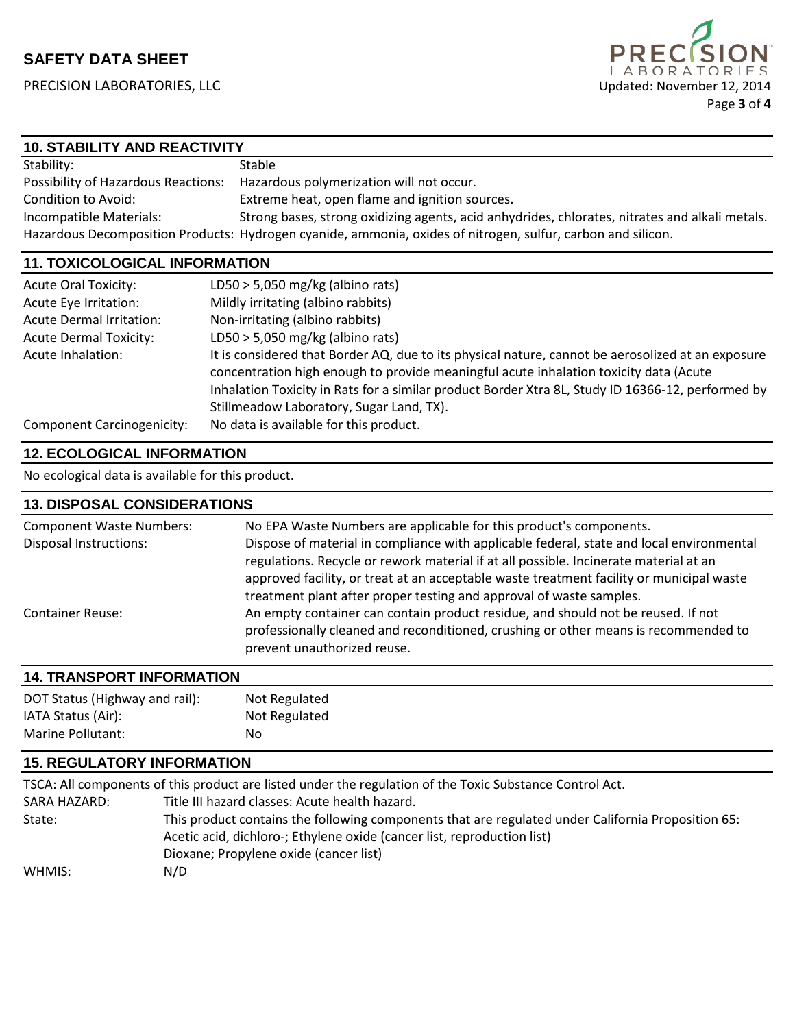## 10. STABILITY AND REACTIVITY

| | |
|---|---|
| Stability: | Stable |
| Possibility of Hazardous Reactions: | Hazardous polymerization will not occur. |
| Condition to Avoid: | Extreme heat, open flame and ignition sources. |
| Incompatible Materials: | Strong bases, strong oxidizing agents, acid anhydrides, chlorates, nitrates and alkali metals. |
| Hazardous Decomposition Products: | Hydrogen cyanide, ammonia, oxides of nitrogen, sulfur, carbon and silicon. |

## 11. TOXICOLOGICAL INFORMATION

| | |
|---|---|
| Acute Oral Toxicity: | LD50 > 5,050 mg/kg (albino rats) |
| Acute Eye Irritation: | Mildly irritating (albino rabbits) |
| Acute Dermal Irritation: | Non-irritating (albino rabbits) |
| Acute Dermal Toxicity: | LD50 > 5,050 mg/kg (albino rats) |
| Acute Inhalation: | It is considered that Border AQ, due to its physical nature, cannot be aerosolized at an exposure concentration high enough to provide meaningful acute inhalation toxicity data (Acute Inhalation Toxicity in Rats for a similar product Border Xtra 8L, Study ID 16366-12, performed by Stillmeadow Laboratory, Sugar Land, TX). |
| Component Carcinogenicity: | No data is available for this product. |

## 12. ECOLOGICAL INFORMATION

No ecological data is available for this product.

## 13. DISPOSAL CONSIDERATIONS

| | |
|---|---|
| Component Waste Numbers: | No EPA Waste Numbers are applicable for this product's components. |
| Disposal Instructions: | Dispose of material in compliance with applicable federal, state and local environmental regulations. Recycle or rework material if at all possible. Incinerate material at an approved facility, or treat at an acceptable waste treatment facility or municipal waste treatment plant after proper testing and approval of waste samples. |
| Container Reuse: | An empty container can contain product residue, and should not be reused. If not professionally cleaned and reconditioned, crushing or other means is recommended to prevent unauthorized reuse. |

## 14. TRANSPORT INFORMATION

| | |
|---|---|
| DOT Status (Highway and rail): | Not Regulated |
| IATA Status (Air): | Not Regulated |
| Marine Pollutant: | No |

## 15. REGULATORY INFORMATION

TSCA: All components of this product are listed under the regulation of the Toxic Substance Control Act.

| | |
|---|---|
| SARA HAZARD: | Title III hazard classes: Acute health hazard. |
| State: | This product contains the following components that are regulated under California Proposition 65: Acetic acid, dichloro-; Ethylene oxide (cancer list, reproduction list) Dioxane; Propylene oxide (cancer list) |
| WHMIS: | N/D |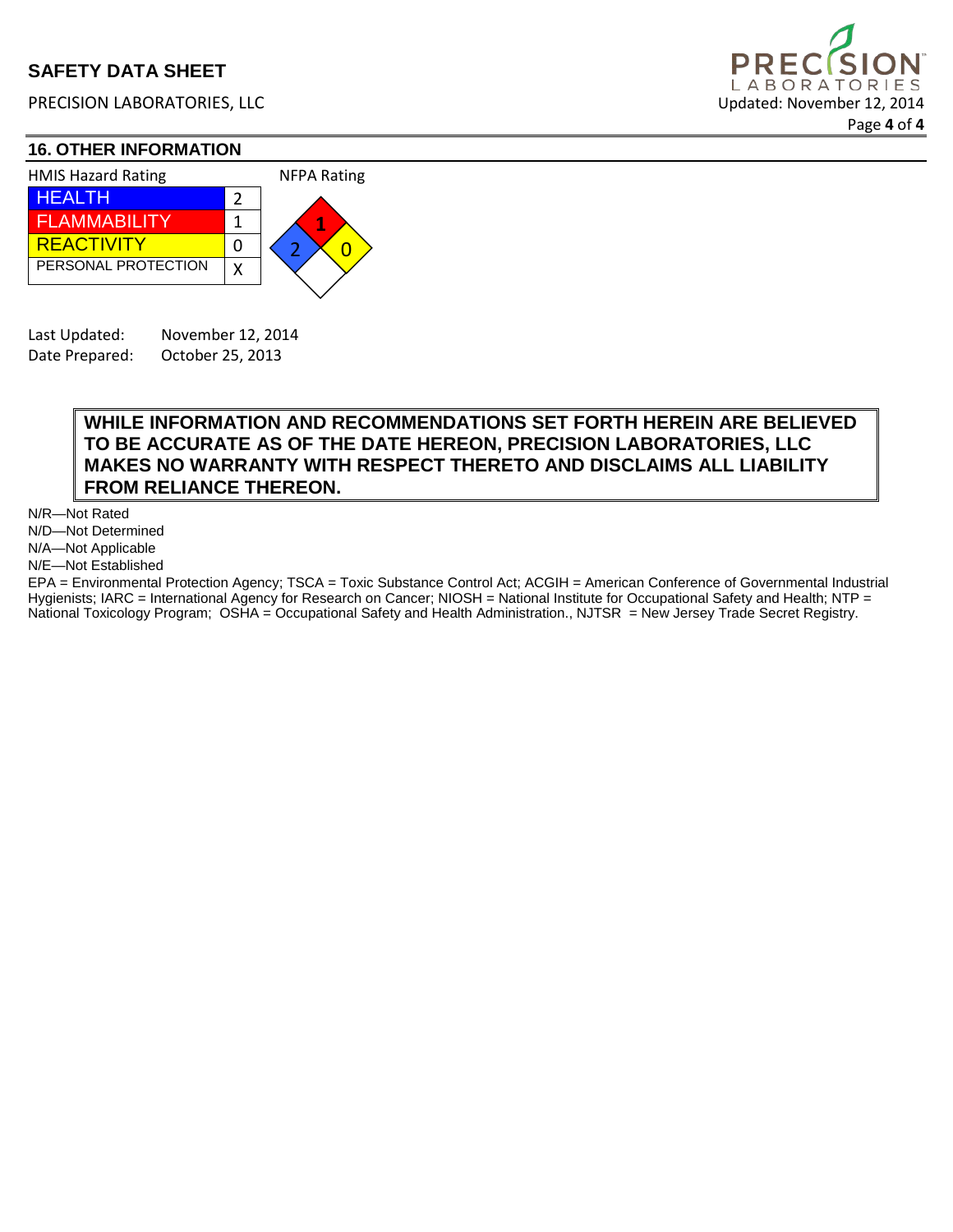## 16. OTHER INFORMATION

HMIS Hazard Rating

| | |
|---|---|
| HEALTH | 2 |
| FLAMMABILITY | 1 |
| REACTIVITY | 0 |
| PERSONAL PROTECTION | X |

NFPA Rating

1
2
0

Last Updated: November 12, 2014
Date Prepared: October 25, 2013

**WHILE INFORMATION AND RECOMMENDATIONS SET FORTH HEREIN ARE BELIEVED TO BE ACCURATE AS OF THE DATE HEREON, PRECISION LABORATORIES, LLC MAKES NO WARRANTY WITH RESPECT THERETO AND DISCLAIMS ALL LIABILITY FROM RELIANCE THEREON.**

N/R—Not Rated
N/D—Not Determined
N/A—Not Applicable
N/E—Not Established

EPA = Environmental Protection Agency; TSCA = Toxic Substance Control Act; ACGIH = American Conference of Governmental Industrial Hygienists; IARC = International Agency for Research on Cancer; NIOSH = National Institute for Occupational Safety and Health; NTP = National Toxicology Program; OSHA = Occupational Safety and Health Administration., NJTSR = New Jersey Trade Secret Registry.